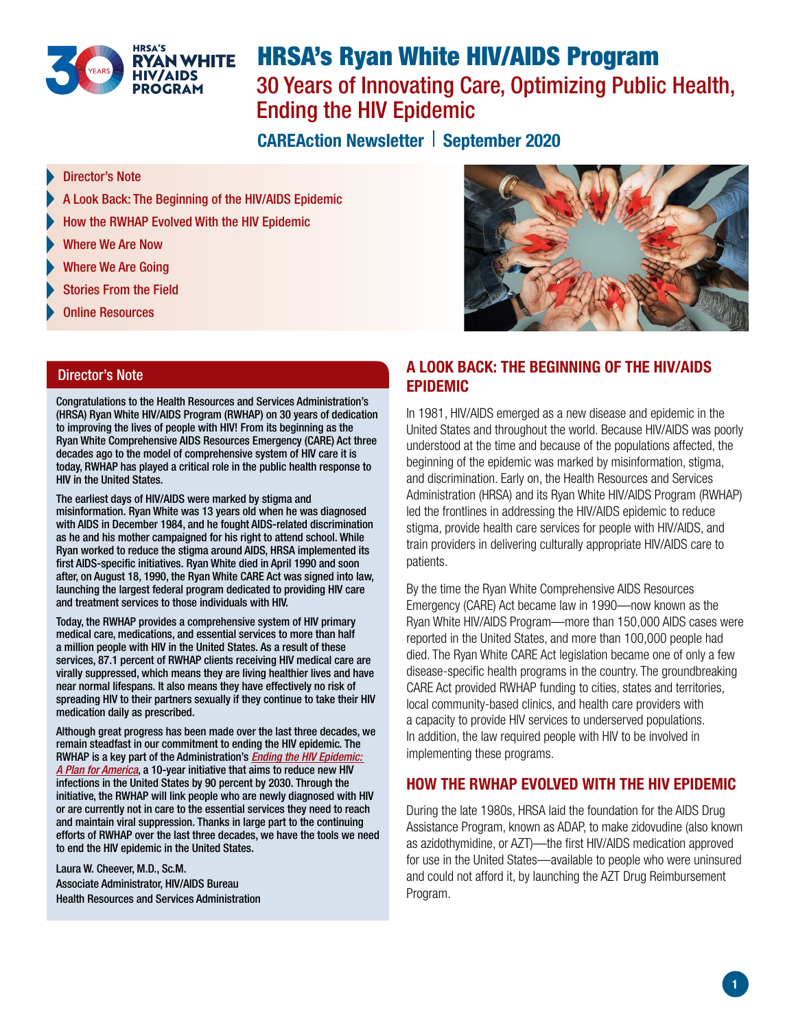# HRSA's Ryan White HIV/AIDS Program

## 30 Years of Innovating Care, Optimizing Public Health, Ending the HIV Epidemic

**CAREAction Newsletter | September 2020**

- Director's Note
- A Look Back: The Beginning of the HIV/AIDS Epidemic
- How the RWHAP Evolved With the HIV Epidemic
- Where We Are Now
- Where We Are Going
- Stories From the Field
- Online Resources

## Director's Note

Congratulations to the Health Resources and Services Administration's (HRSA) Ryan White HIV/AIDS Program (RWHAP) on 30 years of dedication to improving the lives of people with HIV! From its beginning as the Ryan White Comprehensive AIDS Resources Emergency (CARE) Act three decades ago to the model of comprehensive system of HIV care it is today, RWHAP has played a critical role in the public health response to HIV in the United States.

The earliest days of HIV/AIDS were marked by stigma and misinformation. Ryan White was 13 years old when he was diagnosed with AIDS in December 1984, and he fought AIDS-related discrimination as he and his mother campaigned for his right to attend school. While Ryan worked to reduce the stigma around AIDS, HRSA implemented its first AIDS-specific initiatives. Ryan White died in April 1990 and soon after, on August 18, 1990, the Ryan White CARE Act was signed into law, launching the largest federal program dedicated to providing HIV care and treatment services to those individuals with HIV.

Today, the RWHAP provides a comprehensive system of HIV primary medical care, medications, and essential services to more than half a million people with HIV in the United States. As a result of these services, 87.1 percent of RWHAP clients receiving HIV medical care are virally suppressed, which means they are living healthier lives and have near normal lifespans. It also means they have effectively no risk of spreading HIV to their partners sexually if they continue to take their HIV medication daily as prescribed.

Although great progress has been made over the last three decades, we remain steadfast in our commitment to ending the HIV epidemic. The RWHAP is a key part of the Administration's *Ending the HIV Epidemic: A Plan for America*, a 10-year initiative that aims to reduce new HIV infections in the United States by 90 percent by 2030. Through the initiative, the RWHAP will link people who are newly diagnosed with HIV or are currently not in care to the essential services they need to reach and maintain viral suppression. Thanks in large part to the continuing efforts of RWHAP over the last three decades, we have the tools we need to end the HIV epidemic in the United States.

Laura W. Cheever, M.D., Sc.M.
Associate Administrator, HIV/AIDS Bureau
Health Resources and Services Administration

## A LOOK BACK: THE BEGINNING OF THE HIV/AIDS EPIDEMIC

In 1981, HIV/AIDS emerged as a new disease and epidemic in the United States and throughout the world. Because HIV/AIDS was poorly understood at the time and because of the populations affected, the beginning of the epidemic was marked by misinformation, stigma, and discrimination. Early on, the Health Resources and Services Administration (HRSA) and its Ryan White HIV/AIDS Program (RWHAP) led the frontlines in addressing the HIV/AIDS epidemic to reduce stigma, provide health care services for people with HIV/AIDS, and train providers in delivering culturally appropriate HIV/AIDS care to patients.

By the time the Ryan White Comprehensive AIDS Resources Emergency (CARE) Act became law in 1990—now known as the Ryan White HIV/AIDS Program—more than 150,000 AIDS cases were reported in the United States, and more than 100,000 people had died. The Ryan White CARE Act legislation became one of only a few disease-specific health programs in the country. The groundbreaking CARE Act provided RWHAP funding to cities, states and territories, local community-based clinics, and health care providers with a capacity to provide HIV services to underserved populations. In addition, the law required people with HIV to be involved in implementing these programs.

## HOW THE RWHAP EVOLVED WITH THE HIV EPIDEMIC

During the late 1980s, HRSA laid the foundation for the AIDS Drug Assistance Program, known as ADAP, to make zidovudine (also known as azidothymidine, or AZT)—the first HIV/AIDS medication approved for use in the United States—available to people who were uninsured and could not afford it, by launching the AZT Drug Reimbursement Program.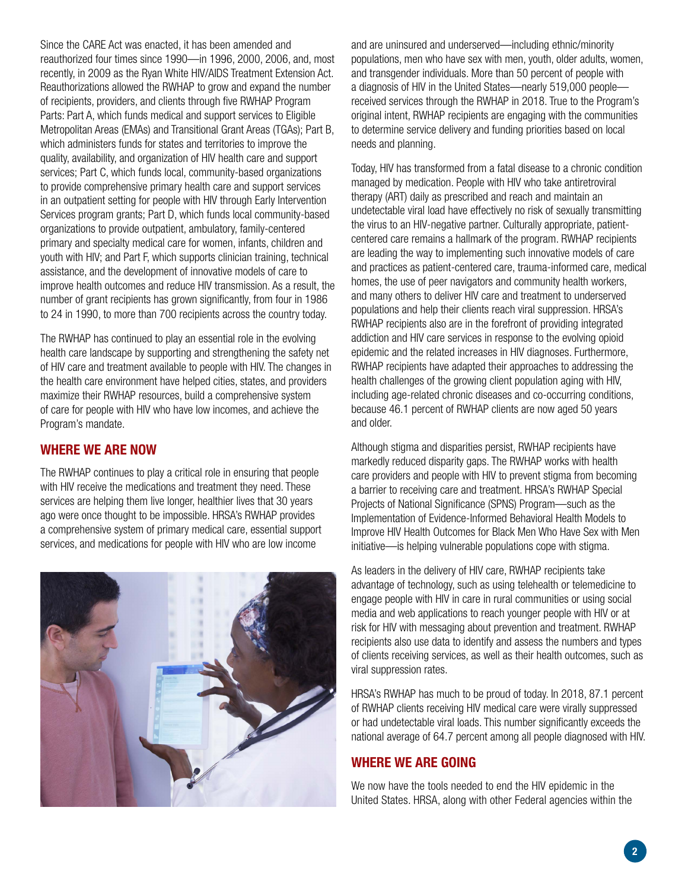Since the CARE Act was enacted, it has been amended and reauthorized four times since 1990—in 1996, 2000, 2006, and, most recently, in 2009 as the Ryan White HIV/AIDS Treatment Extension Act. Reauthorizations allowed the RWHAP to grow and expand the number of recipients, providers, and clients through five RWHAP Program Parts: Part A, which funds medical and support services to Eligible Metropolitan Areas (EMAs) and Transitional Grant Areas (TGAs); Part B, which administers funds for states and territories to improve the quality, availability, and organization of HIV health care and support services; Part C, which funds local, community-based organizations to provide comprehensive primary health care and support services in an outpatient setting for people with HIV through Early Intervention Services program grants; Part D, which funds local community-based organizations to provide outpatient, ambulatory, family-centered primary and specialty medical care for women, infants, children and youth with HIV; and Part F, which supports clinician training, technical assistance, and the development of innovative models of care to improve health outcomes and reduce HIV transmission. As a result, the number of grant recipients has grown significantly, from four in 1986 to 24 in 1990, to more than 700 recipients across the country today.

The RWHAP has continued to play an essential role in the evolving health care landscape by supporting and strengthening the safety net of HIV care and treatment available to people with HIV. The changes in the health care environment have helped cities, states, and providers maximize their RWHAP resources, build a comprehensive system of care for people with HIV who have low incomes, and achieve the Program's mandate.

## WHERE WE ARE NOW

The RWHAP continues to play a critical role in ensuring that people with HIV receive the medications and treatment they need. These services are helping them live longer, healthier lives that 30 years ago were once thought to be impossible. HRSA's RWHAP provides a comprehensive system of primary medical care, essential support services, and medications for people with HIV who are low income and are uninsured and underserved—including ethnic/minority populations, men who have sex with men, youth, older adults, women, and transgender individuals. More than 50 percent of people with a diagnosis of HIV in the United States—nearly 519,000 people—received services through the RWHAP in 2018. True to the Program's original intent, RWHAP recipients are engaging with the communities to determine service delivery and funding priorities based on local needs and planning.

Today, HIV has transformed from a fatal disease to a chronic condition managed by medication. People with HIV who take antiretroviral therapy (ART) daily as prescribed and reach and maintain an undetectable viral load have effectively no risk of sexually transmitting the virus to an HIV-negative partner. Culturally appropriate, patient-centered care remains a hallmark of the program. RWHAP recipients are leading the way to implementing such innovative models of care and practices as patient-centered care, trauma-informed care, medical homes, the use of peer navigators and community health workers, and many others to deliver HIV care and treatment to underserved populations and help their clients reach viral suppression. HRSA's RWHAP recipients also are in the forefront of providing integrated addiction and HIV care services in response to the evolving opioid epidemic and the related increases in HIV diagnoses. Furthermore, RWHAP recipients have adapted their approaches to addressing the health challenges of the growing client population aging with HIV, including age-related chronic diseases and co-occurring conditions, because 46.1 percent of RWHAP clients are now aged 50 years and older.

Although stigma and disparities persist, RWHAP recipients have markedly reduced disparity gaps. The RWHAP works with health care providers and people with HIV to prevent stigma from becoming a barrier to receiving care and treatment. HRSA's RWHAP Special Projects of National Significance (SPNS) Program—such as the Implementation of Evidence-Informed Behavioral Health Models to Improve HIV Health Outcomes for Black Men Who Have Sex with Men initiative—is helping vulnerable populations cope with stigma.

As leaders in the delivery of HIV care, RWHAP recipients take advantage of technology, such as using telehealth or telemedicine to engage people with HIV in care in rural communities or using social media and web applications to reach younger people with HIV or at risk for HIV with messaging about prevention and treatment. RWHAP recipients also use data to identify and assess the numbers and types of clients receiving services, as well as their health outcomes, such as viral suppression rates.

HRSA's RWHAP has much to be proud of today. In 2018, 87.1 percent of RWHAP clients receiving HIV medical care were virally suppressed or had undetectable viral loads. This number significantly exceeds the national average of 64.7 percent among all people diagnosed with HIV.

## WHERE WE ARE GOING

We now have the tools needed to end the HIV epidemic in the United States. HRSA, along with other Federal agencies within the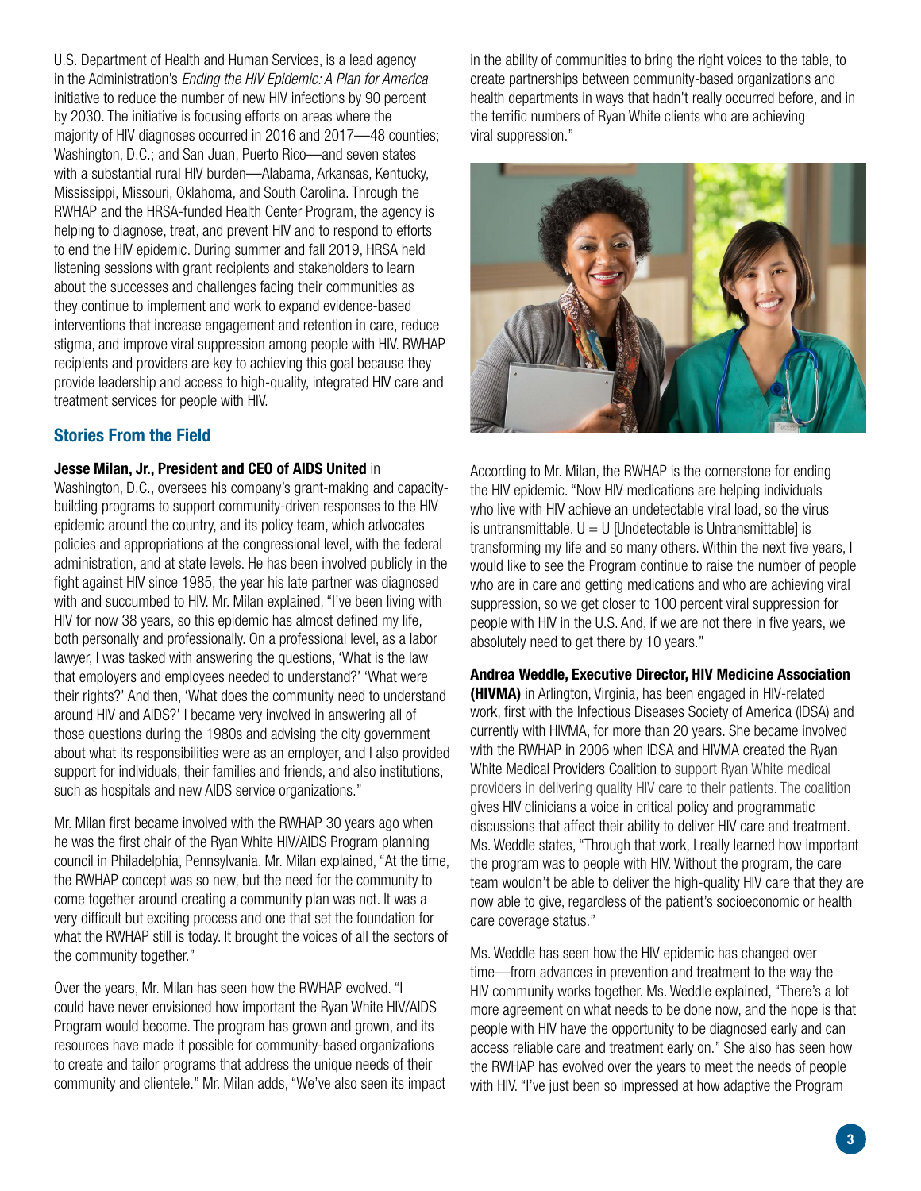U.S. Department of Health and Human Services, is a lead agency in the Administration's *Ending the HIV Epidemic: A Plan for America* initiative to reduce the number of new HIV infections by 90 percent by 2030. The initiative is focusing efforts on areas where the majority of HIV diagnoses occurred in 2016 and 2017—48 counties; Washington, D.C.; and San Juan, Puerto Rico—and seven states with a substantial rural HIV burden—Alabama, Arkansas, Kentucky, Mississippi, Missouri, Oklahoma, and South Carolina. Through the RWHAP and the HRSA-funded Health Center Program, the agency is helping to diagnose, treat, and prevent HIV and to respond to efforts to end the HIV epidemic. During summer and fall 2019, HRSA held listening sessions with grant recipients and stakeholders to learn about the successes and challenges facing their communities as they continue to implement and work to expand evidence-based interventions that increase engagement and retention in care, reduce stigma, and improve viral suppression among people with HIV. RWHAP recipients and providers are key to achieving this goal because they provide leadership and access to high-quality, integrated HIV care and treatment services for people with HIV.

## Stories From the Field

**Jesse Milan, Jr., President and CEO of AIDS United** in Washington, D.C., oversees his company's grant-making and capacity-building programs to support community-driven responses to the HIV epidemic around the country, and its policy team, which advocates policies and appropriations at the congressional level, with the federal administration, and at state levels. He has been involved publicly in the fight against HIV since 1985, the year his late partner was diagnosed with and succumbed to HIV. Mr. Milan explained, "I've been living with HIV for now 38 years, so this epidemic has almost defined my life, both personally and professionally. On a professional level, as a labor lawyer, I was tasked with answering the questions, 'What is the law that employers and employees needed to understand?' 'What were their rights?' And then, 'What does the community need to understand around HIV and AIDS?' I became very involved in answering all of those questions during the 1980s and advising the city government about what its responsibilities were as an employer, and I also provided support for individuals, their families and friends, and also institutions, such as hospitals and new AIDS service organizations."

Mr. Milan first became involved with the RWHAP 30 years ago when he was the first chair of the Ryan White HIV/AIDS Program planning council in Philadelphia, Pennsylvania. Mr. Milan explained, "At the time, the RWHAP concept was so new, but the need for the community to come together around creating a community plan was not. It was a very difficult but exciting process and one that set the foundation for what the RWHAP still is today. It brought the voices of all the sectors of the community together."

Over the years, Mr. Milan has seen how the RWHAP evolved. "I could have never envisioned how important the Ryan White HIV/AIDS Program would become. The program has grown and grown, and its resources have made it possible for community-based organizations to create and tailor programs that address the unique needs of their community and clientele." Mr. Milan adds, "We've also seen its impact in the ability of communities to bring the right voices to the table, to create partnerships between community-based organizations and health departments in ways that hadn't really occurred before, and in the terrific numbers of Ryan White clients who are achieving viral suppression."

According to Mr. Milan, the RWHAP is the cornerstone for ending the HIV epidemic. "Now HIV medications are helping individuals who live with HIV achieve an undetectable viral load, so the virus is untransmittable. U = U [Undetectable is Untransmittable] is transforming my life and so many others. Within the next five years, I would like to see the Program continue to raise the number of people who are in care and getting medications and who are achieving viral suppression, so we get closer to 100 percent viral suppression for people with HIV in the U.S. And, if we are not there in five years, we absolutely need to get there by 10 years."

**Andrea Weddle, Executive Director, HIV Medicine Association (HIVMA)** in Arlington, Virginia, has been engaged in HIV-related work, first with the Infectious Diseases Society of America (IDSA) and currently with HIVMA, for more than 20 years. She became involved with the RWHAP in 2006 when IDSA and HIVMA created the Ryan White Medical Providers Coalition to support Ryan White medical providers in delivering quality HIV care to their patients. The coalition gives HIV clinicians a voice in critical policy and programmatic discussions that affect their ability to deliver HIV care and treatment. Ms. Weddle states, "Through that work, I really learned how important the program was to people with HIV. Without the program, the care team wouldn't be able to deliver the high-quality HIV care that they are now able to give, regardless of the patient's socioeconomic or health care coverage status."

Ms. Weddle has seen how the HIV epidemic has changed over time—from advances in prevention and treatment to the way the HIV community works together. Ms. Weddle explained, "There's a lot more agreement on what needs to be done now, and the hope is that people with HIV have the opportunity to be diagnosed early and can access reliable care and treatment early on." She also has seen how the RWHAP has evolved over the years to meet the needs of people with HIV. "I've just been so impressed at how adaptive the Program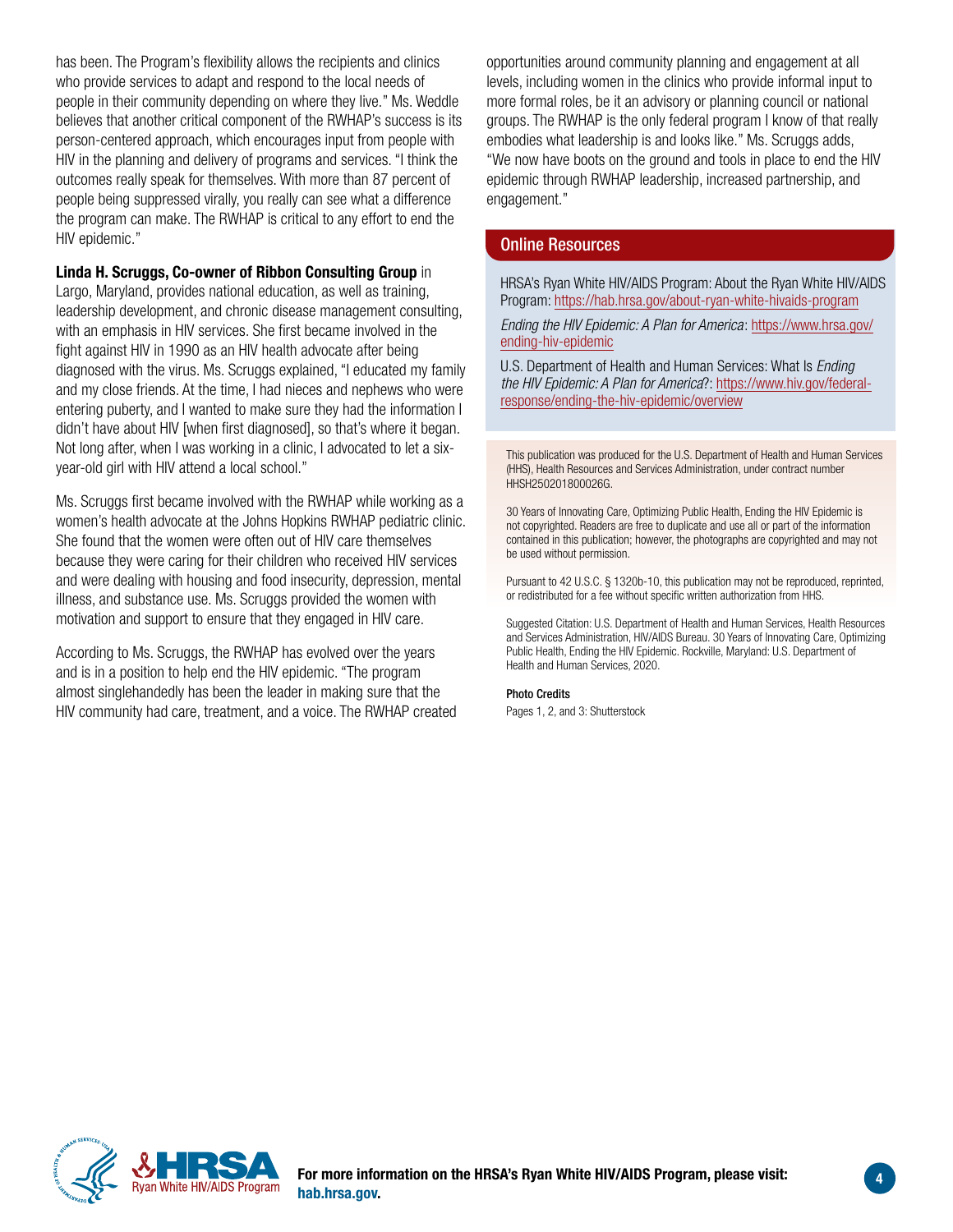has been. The Program's flexibility allows the recipients and clinics who provide services to adapt and respond to the local needs of people in their community depending on where they live." Ms. Weddle believes that another critical component of the RWHAP's success is its person-centered approach, which encourages input from people with HIV in the planning and delivery of programs and services. "I think the outcomes really speak for themselves. With more than 87 percent of people being suppressed virally, you really can see what a difference the program can make. The RWHAP is critical to any effort to end the HIV epidemic."

**Linda H. Scruggs, Co-owner of Ribbon Consulting Group** in Largo, Maryland, provides national education, as well as training, leadership development, and chronic disease management consulting, with an emphasis in HIV services. She first became involved in the fight against HIV in 1990 as an HIV health advocate after being diagnosed with the virus. Ms. Scruggs explained, "I educated my family and my close friends. At the time, I had nieces and nephews who were entering puberty, and I wanted to make sure they had the information I didn't have about HIV [when first diagnosed], so that's where it began. Not long after, when I was working in a clinic, I advocated to let a six-year-old girl with HIV attend a local school."

Ms. Scruggs first became involved with the RWHAP while working as a women's health advocate at the Johns Hopkins RWHAP pediatric clinic. She found that the women were often out of HIV care themselves because they were caring for their children who received HIV services and were dealing with housing and food insecurity, depression, mental illness, and substance use. Ms. Scruggs provided the women with motivation and support to ensure that they engaged in HIV care.

According to Ms. Scruggs, the RWHAP has evolved over the years and is in a position to help end the HIV epidemic. "The program almost singlehandedly has been the leader in making sure that the HIV community had care, treatment, and a voice. The RWHAP created opportunities around community planning and engagement at all levels, including women in the clinics who provide informal input to more formal roles, be it an advisory or planning council or national groups. The RWHAP is the only federal program I know of that really embodies what leadership is and looks like." Ms. Scruggs adds, "We now have boots on the ground and tools in place to end the HIV epidemic through RWHAP leadership, increased partnership, and engagement."

## Online Resources

HRSA's Ryan White HIV/AIDS Program: About the Ryan White HIV/AIDS Program: https://hab.hrsa.gov/about-ryan-white-hivaids-program

*Ending the HIV Epidemic: A Plan for America*: https://www.hrsa.gov/ending-hiv-epidemic

U.S. Department of Health and Human Services: What Is *Ending the HIV Epidemic: A Plan for America*?: https://www.hiv.gov/federal-response/ending-the-hiv-epidemic/overview

This publication was produced for the U.S. Department of Health and Human Services (HHS), Health Resources and Services Administration, under contract number HHSH250201800026G.

30 Years of Innovating Care, Optimizing Public Health, Ending the HIV Epidemic is not copyrighted. Readers are free to duplicate and use all or part of the information contained in this publication; however, the photographs are copyrighted and may not be used without permission.

Pursuant to 42 U.S.C. § 1320b-10, this publication may not be reproduced, reprinted, or redistributed for a fee without specific written authorization from HHS.

Suggested Citation: U.S. Department of Health and Human Services, Health Resources and Services Administration, HIV/AIDS Bureau. 30 Years of Innovating Care, Optimizing Public Health, Ending the HIV Epidemic. Rockville, Maryland: U.S. Department of Health and Human Services, 2020.

**Photo Credits**

Pages 1, 2, and 3: Shutterstock

HRSA Ryan White HIV/AIDS Program

**For more information on the HRSA's Ryan White HIV/AIDS Program, please visit: hab.hrsa.gov.**